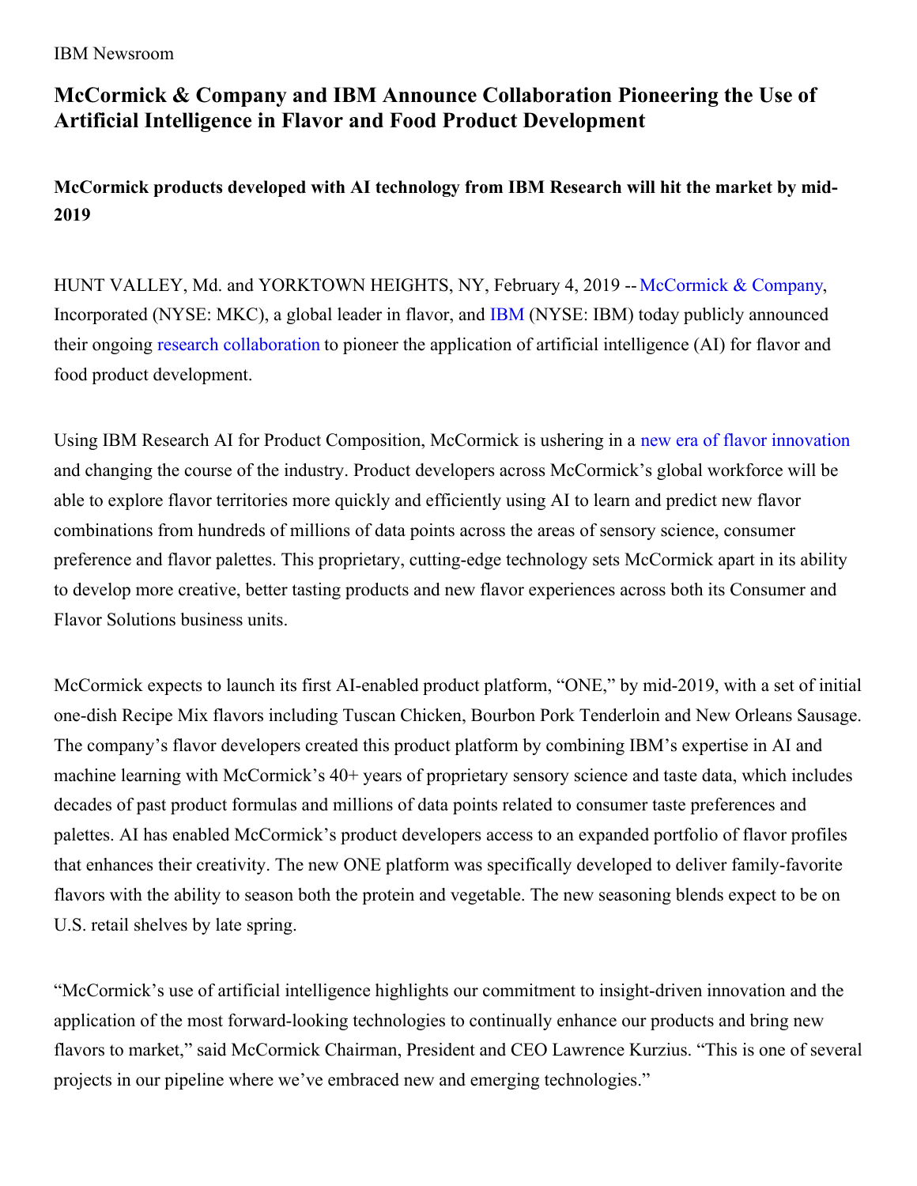IBM Newsroom

# McCormick & Company and IBM Announce Collaboration Pioneering the Use of Artificial Intelligence in Flavor and Food Product Development

### McCormick products developed with AI technology from IBM Research will hit the market by mid-2019

HUNT VALLEY, Md. and YORKTOWN HEIGHTS, NY, February 4, 2019 -- McCormick & Company, Incorporated (NYSE: MKC), a global leader in flavor, and IBM (NYSE: IBM) today publicly announced their ongoing research collaboration to pioneer the application of artificial intelligence (AI) for flavor and food product development.

Using IBM Research AI for Product Composition, McCormick is ushering in a new era of flavor innovation and changing the course of the industry. Product developers across McCormick's global workforce will be able to explore flavor territories more quickly and efficiently using AI to learn and predict new flavor combinations from hundreds of millions of data points across the areas of sensory science, consumer preference and flavor palettes. This proprietary, cutting-edge technology sets McCormick apart in its ability to develop more creative, better tasting products and new flavor experiences across both its Consumer and Flavor Solutions business units.

McCormick expects to launch its first AI-enabled product platform, "ONE," by mid-2019, with a set of initial one-dish Recipe Mix flavors including Tuscan Chicken, Bourbon Pork Tenderloin and New Orleans Sausage. The company's flavor developers created this product platform by combining IBM's expertise in AI and machine learning with McCormick's 40+ years of proprietary sensory science and taste data, which includes decades of past product formulas and millions of data points related to consumer taste preferences and palettes. AI has enabled McCormick's product developers access to an expanded portfolio of flavor profiles that enhances their creativity. The new ONE platform was specifically developed to deliver family-favorite flavors with the ability to season both the protein and vegetable. The new seasoning blends expect to be on U.S. retail shelves by late spring.

"McCormick's use of artificial intelligence highlights our commitment to insight-driven innovation and the application of the most forward-looking technologies to continually enhance our products and bring new flavors to market," said McCormick Chairman, President and CEO Lawrence Kurzius. "This is one of several projects in our pipeline where we've embraced new and emerging technologies."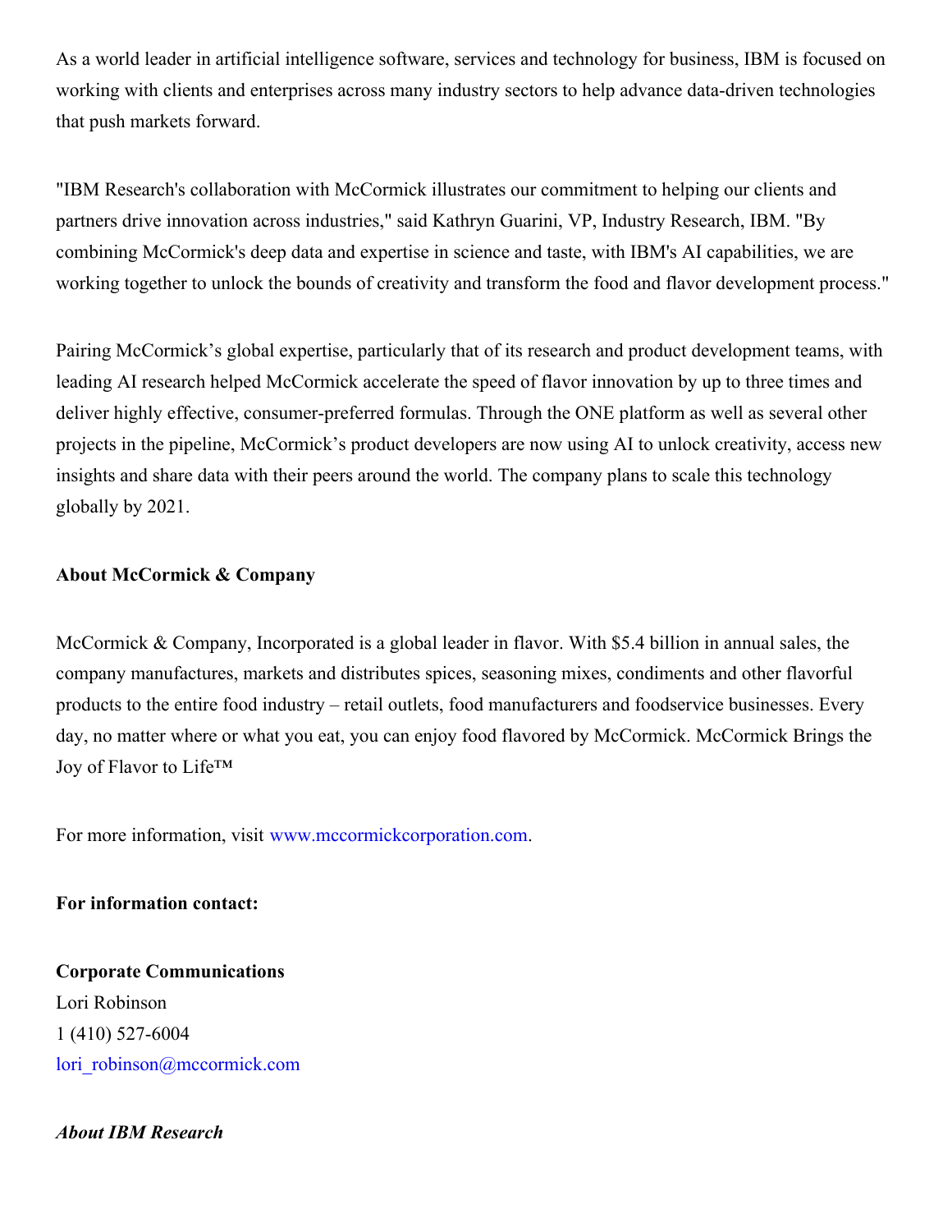As a world leader in artificial intelligence software, services and technology for business, IBM is focused on working with clients and enterprises across many industry sectors to help advance data-driven technologies that push markets forward.

"IBM Research's collaboration with McCormick illustrates our commitment to helping our clients and partners drive innovation across industries," said Kathryn Guarini, VP, Industry Research, IBM. "By combining McCormick's deep data and expertise in science and taste, with IBM's AI capabilities, we are working together to unlock the bounds of creativity and transform the food and flavor development process."

Pairing McCormick's global expertise, particularly that of its research and product development teams, with leading AI research helped McCormick accelerate the speed of flavor innovation by up to three times and deliver highly effective, consumer-preferred formulas. Through the ONE platform as well as several other projects in the pipeline, McCormick's product developers are now using AI to unlock creativity, access new insights and share data with their peers around the world. The company plans to scale this technology globally by 2021.

**About McCormick & Company**

McCormick & Company, Incorporated is a global leader in flavor. With $5.4 billion in annual sales, the company manufactures, markets and distributes spices, seasoning mixes, condiments and other flavorful products to the entire food industry – retail outlets, food manufacturers and foodservice businesses. Every day, no matter where or what you eat, you can enjoy food flavored by McCormick. McCormick Brings the Joy of Flavor to Life™

For more information, visit www.mccormickcorporation.com.

**For information contact:**

**Corporate Communications**
Lori Robinson
1 (410) 527-6004
lori_robinson@mccormick.com

***About IBM Research***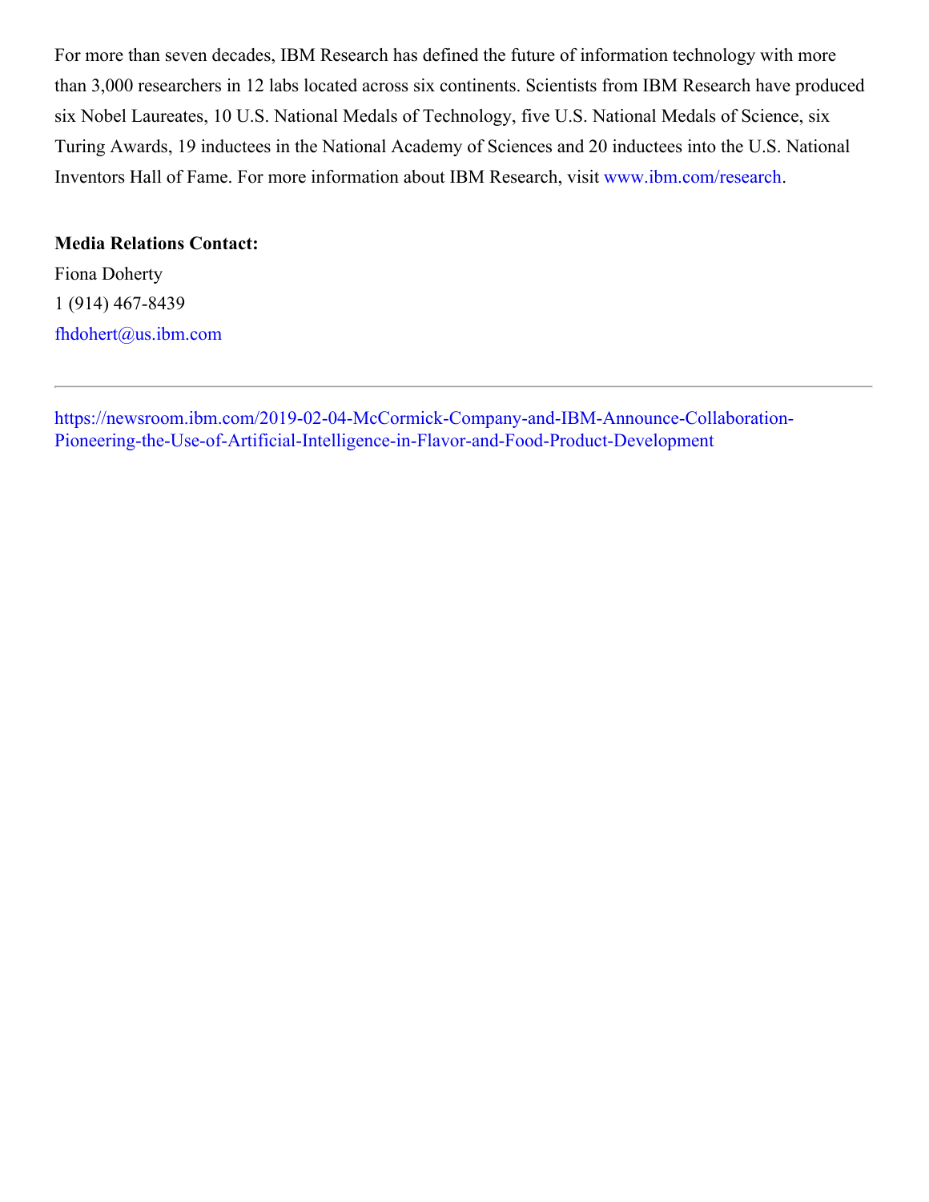For more than seven decades, IBM Research has defined the future of information technology with more than 3,000 researchers in 12 labs located across six continents. Scientists from IBM Research have produced six Nobel Laureates, 10 U.S. National Medals of Technology, five U.S. National Medals of Science, six Turing Awards, 19 inductees in the National Academy of Sciences and 20 inductees into the U.S. National Inventors Hall of Fame. For more information about IBM Research, visit www.ibm.com/research.

**Media Relations Contact:**
Fiona Doherty
1 (914) 467-8439
fhdohert@us.ibm.com

---

https://newsroom.ibm.com/2019-02-04-McCormick-Company-and-IBM-Announce-Collaboration-Pioneering-the-Use-of-Artificial-Intelligence-in-Flavor-and-Food-Product-Development